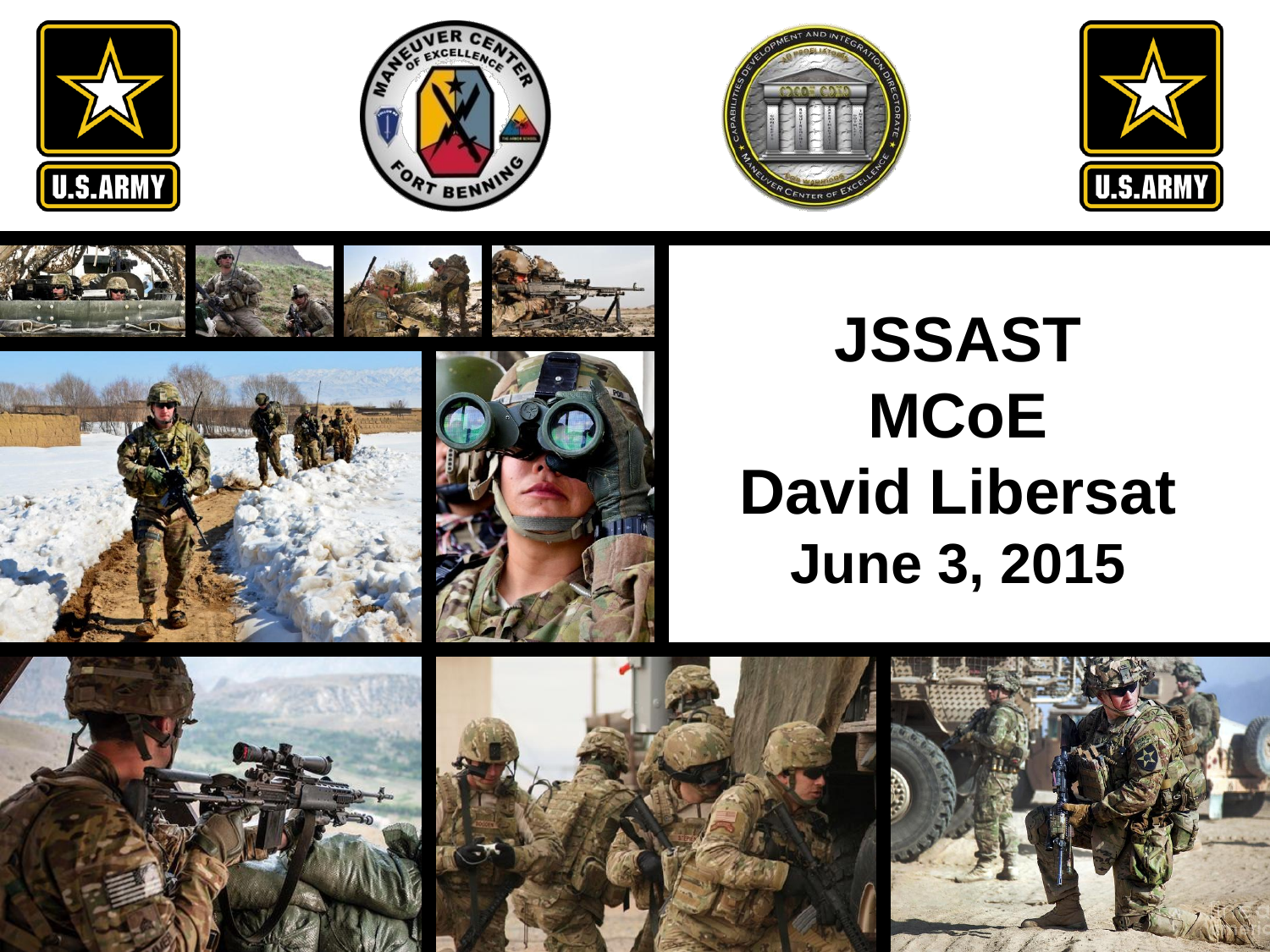# JSSAST
# MCoE
# David Libersat
## June 3, 2015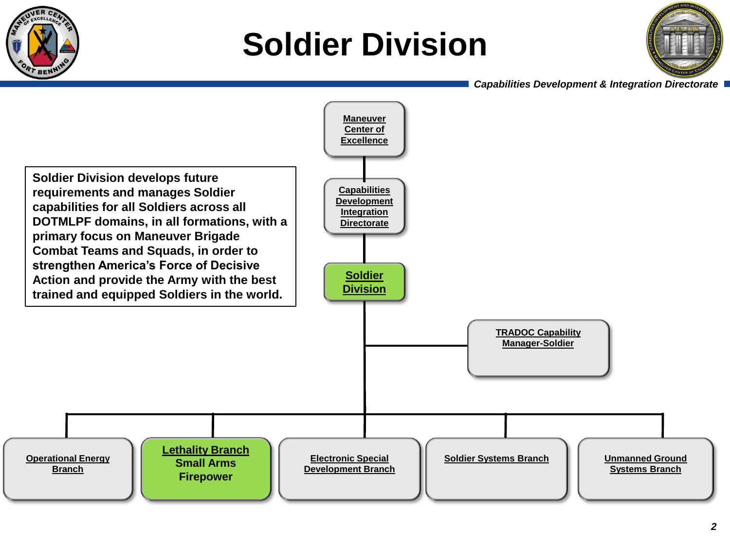# Soldier Division

*Capabilities Development & Integration Directorate*

Soldier Division develops future requirements and manages Soldier capabilities for all Soldiers across all DOTMLPF domains, in all formations, with a primary focus on Maneuver Brigade Combat Teams and Squads, in order to strengthen America's Force of Decisive Action and provide the Army with the best trained and equipped Soldiers in the world.

- Maneuver Center of Excellence
  - Capabilities Development Integration Directorate
    - **Soldier Division**
      - TRADOC Capability Manager-Soldier
      - Operational Energy Branch
      - **Lethality Branch** — Small Arms Firepower
      - Electronic Special Development Branch
      - Soldier Systems Branch
      - Unmanned Ground Systems Branch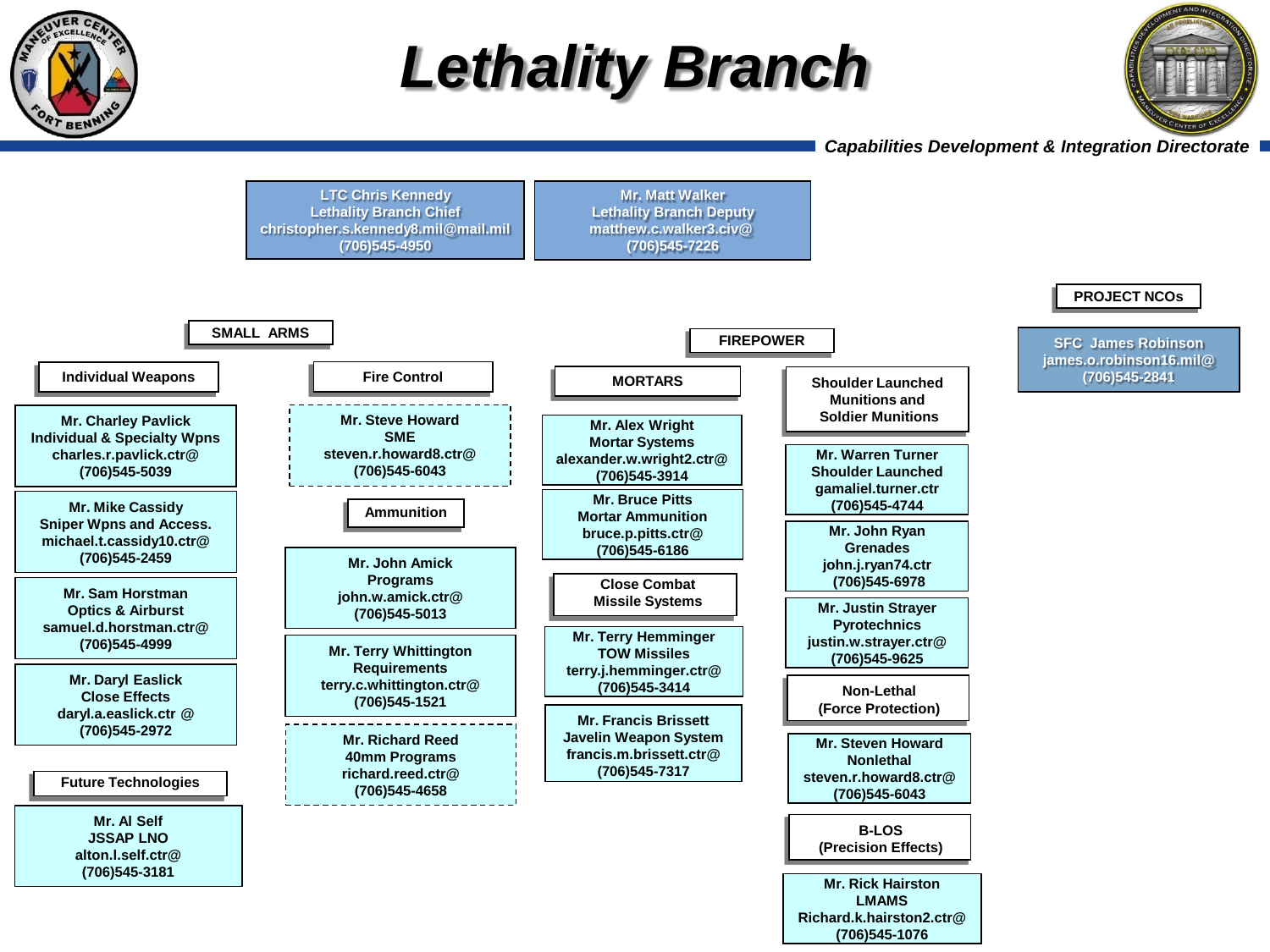# Lethality Branch

*Capabilities Development & Integration Directorate*

**LTC Chris Kennedy**
Lethality Branch Chief
christopher.s.kennedy8.mil@mail.mil
(706)545-4950

**Mr. Matt Walker**
Lethality Branch Deputy
matthew.c.walker3.civ@
(706)545-7226

## SMALL ARMS

### Individual Weapons

**Mr. Charley Pavlick**
Individual & Specialty Wpns
charles.r.pavlick.ctr@
(706)545-5039

**Mr. Mike Cassidy**
Sniper Wpns and Access.
michael.t.cassidy10.ctr@
(706)545-2459

**Mr. Sam Horstman**
Optics & Airburst
samuel.d.horstman.ctr@
(706)545-4999

**Mr. Daryl Easlick**
Close Effects
daryl.a.easlick.ctr @
(706)545-2972

### Future Technologies

**Mr. Al Self**
JSSAP LNO
alton.l.self.ctr@
(706)545-3181

### Fire Control

**Mr. Steve Howard**
SME
steven.r.howard8.ctr@
(706)545-6043

### Ammunition

**Mr. John Amick**
Programs
john.w.amick.ctr@
(706)545-5013

**Mr. Terry Whittington**
Requirements
terry.c.whittington.ctr@
(706)545-1521

**Mr. Richard Reed**
40mm Programs
richard.reed.ctr@
(706)545-4658

## FIREPOWER

### MORTARS

**Mr. Alex Wright**
Mortar Systems
alexander.w.wright2.ctr@
(706)545-3914

**Mr. Bruce Pitts**
Mortar Ammunition
bruce.p.pitts.ctr@
(706)545-6186

### Close Combat Missile Systems

**Mr. Terry Hemminger**
TOW Missiles
terry.j.hemminger.ctr@
(706)545-3414

**Mr. Francis Brissett**
Javelin Weapon System
francis.m.brissett.ctr@
(706)545-7317

### Shoulder Launched Munitions and Soldier Munitions

**Mr. Warren Turner**
Shoulder Launched
gamaliel.turner.ctr
(706)545-4744

**Mr. John Ryan**
Grenades
john.j.ryan74.ctr
(706)545-6978

**Mr. Justin Strayer**
Pyrotechnics
justin.w.strayer.ctr@
(706)545-9625

### Non-Lethal (Force Protection)

**Mr. Steven Howard**
Nonlethal
steven.r.howard8.ctr@
(706)545-6043

### B-LOS (Precision Effects)

**Mr. Rick Hairston**
LMAMS
Richard.k.hairston2.ctr@
(706)545-1076

## PROJECT NCOs

**SFC James Robinson**
james.o.robinson16.mil@
(706)545-2841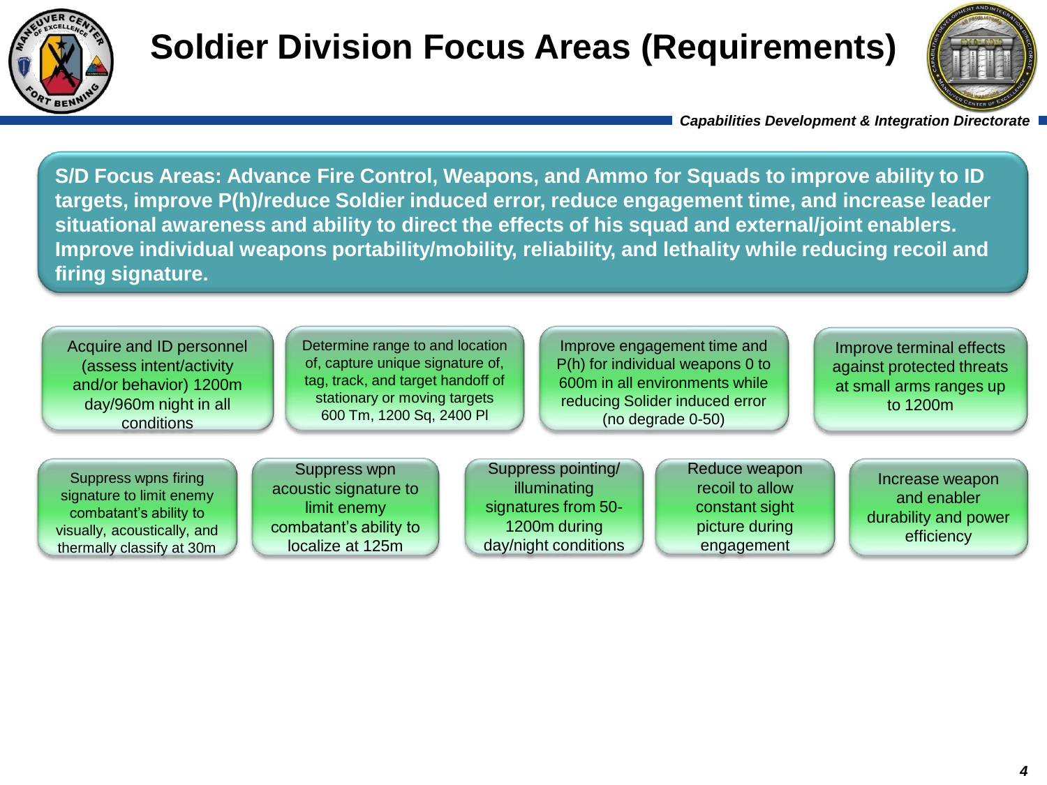# Soldier Division Focus Areas (Requirements)

*Capabilities Development & Integration Directorate*

**S/D Focus Areas: Advance Fire Control, Weapons, and Ammo for Squads to improve ability to ID targets, improve P(h)/reduce Soldier induced error, reduce engagement time, and increase leader situational awareness and ability to direct the effects of his squad and external/joint enablers. Improve individual weapons portability/mobility, reliability, and lethality while reducing recoil and firing signature.**

- Acquire and ID personnel (assess intent/activity and/or behavior) 1200m day/960m night in all conditions
- Determine range to and location of, capture unique signature of, tag, track, and target handoff of stationary or moving targets 600 Tm, 1200 Sq, 2400 Pl
- Improve engagement time and P(h) for individual weapons 0 to 600m in all environments while reducing Solider induced error (no degrade 0-50)
- Improve terminal effects against protected threats at small arms ranges up to 1200m
- Suppress wpns firing signature to limit enemy combatant's ability to visually, acoustically, and thermally classify at 30m
- Suppress wpn acoustic signature to limit enemy combatant's ability to localize at 125m
- Suppress pointing/ illuminating signatures from 50-1200m during day/night conditions
- Reduce weapon recoil to allow constant sight picture during engagement
- Increase weapon and enabler durability and power efficiency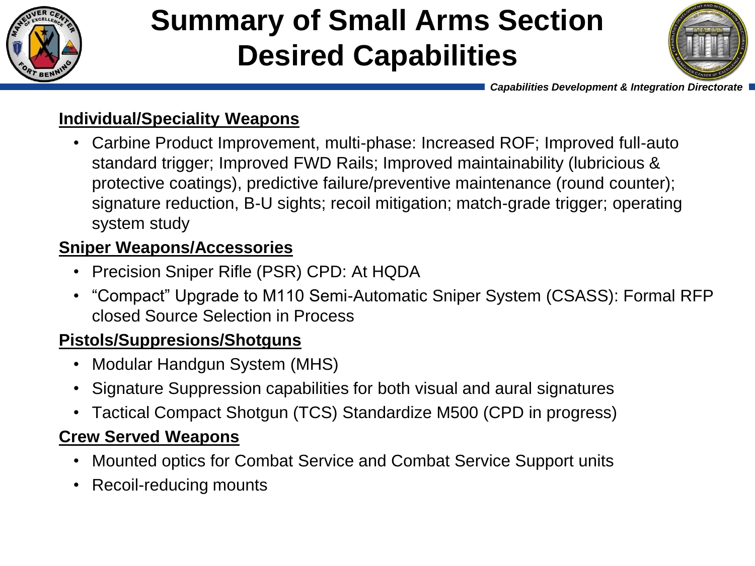# Summary of Small Arms Section Desired Capabilities

*Capabilities Development & Integration Directorate*

**Individual/Speciality Weapons**

- Carbine Product Improvement, multi-phase: Increased ROF; Improved full-auto standard trigger; Improved FWD Rails; Improved maintainability (lubricious & protective coatings), predictive failure/preventive maintenance (round counter); signature reduction, B-U sights; recoil mitigation; match-grade trigger; operating system study

**Sniper Weapons/Accessories**

- Precision Sniper Rifle (PSR) CPD: At HQDA
- "Compact" Upgrade to M110 Semi-Automatic Sniper System (CSASS): Formal RFP closed Source Selection in Process

**Pistols/Suppresions/Shotguns**

- Modular Handgun System (MHS)
- Signature Suppression capabilities for both visual and aural signatures
- Tactical Compact Shotgun (TCS) Standardize M500 (CPD in progress)

**Crew Served Weapons**

- Mounted optics for Combat Service and Combat Service Support units
- Recoil-reducing mounts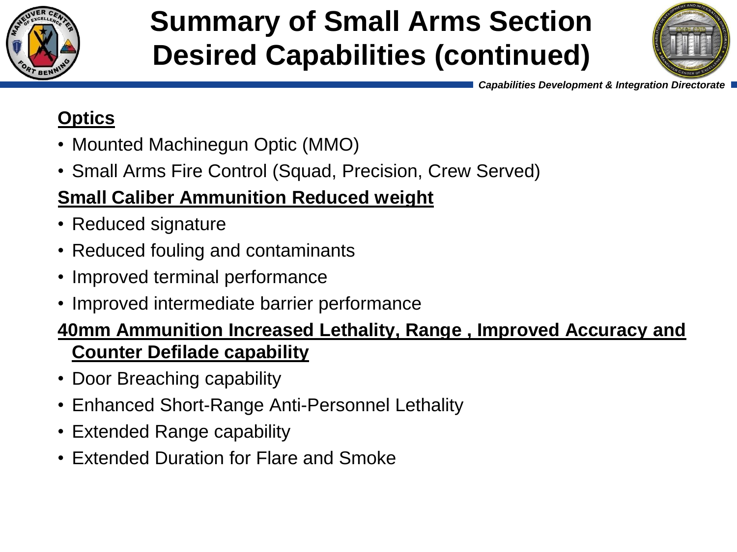# Summary of Small Arms Section Desired Capabilities (continued)

*Capabilities Development & Integration Directorate*

**Optics**

- Mounted Machinegun Optic (MMO)
- Small Arms Fire Control (Squad, Precision, Crew Served)

**Small Caliber Ammunition Reduced weight**

- Reduced signature
- Reduced fouling and contaminants
- Improved terminal performance
- Improved intermediate barrier performance

**40mm Ammunition Increased Lethality, Range , Improved Accuracy and Counter Defilade capability**

- Door Breaching capability
- Enhanced Short-Range Anti-Personnel Lethality
- Extended Range capability
- Extended Duration for Flare and Smoke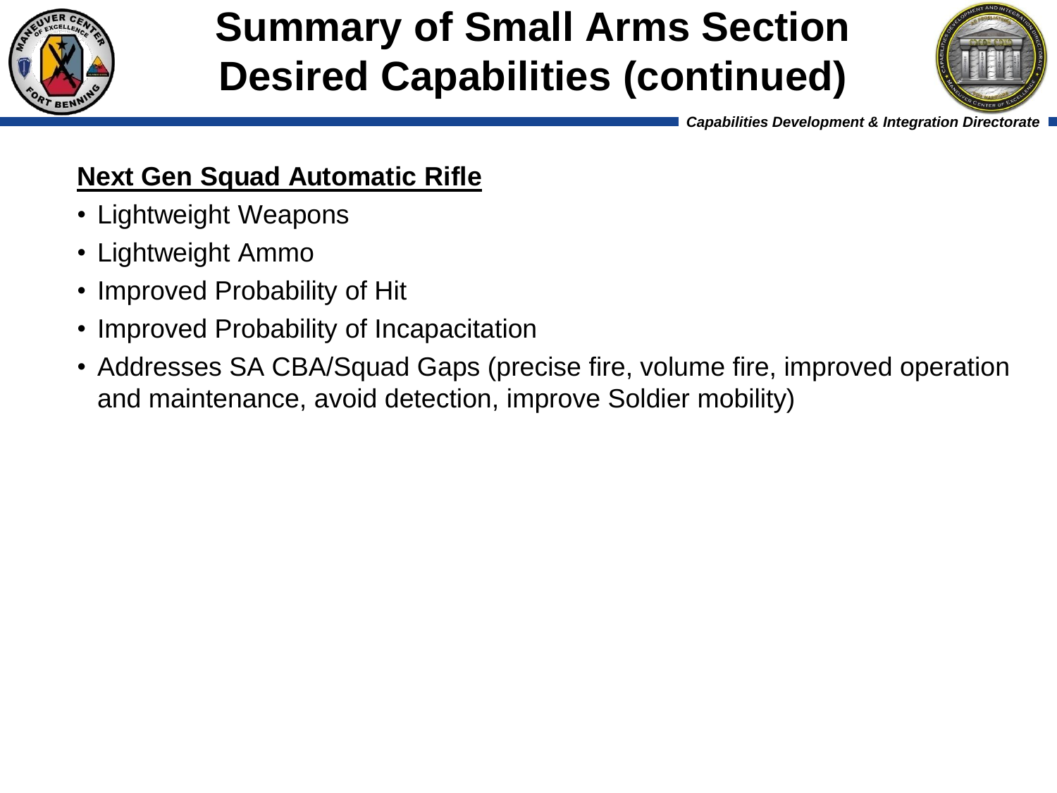# Summary of Small Arms Section Desired Capabilities (continued)

## Next Gen Squad Automatic Rifle

- Lightweight Weapons
- Lightweight Ammo
- Improved Probability of Hit
- Improved Probability of Incapacitation
- Addresses SA CBA/Squad Gaps (precise fire, volume fire, improved operation and maintenance, avoid detection, improve Soldier mobility)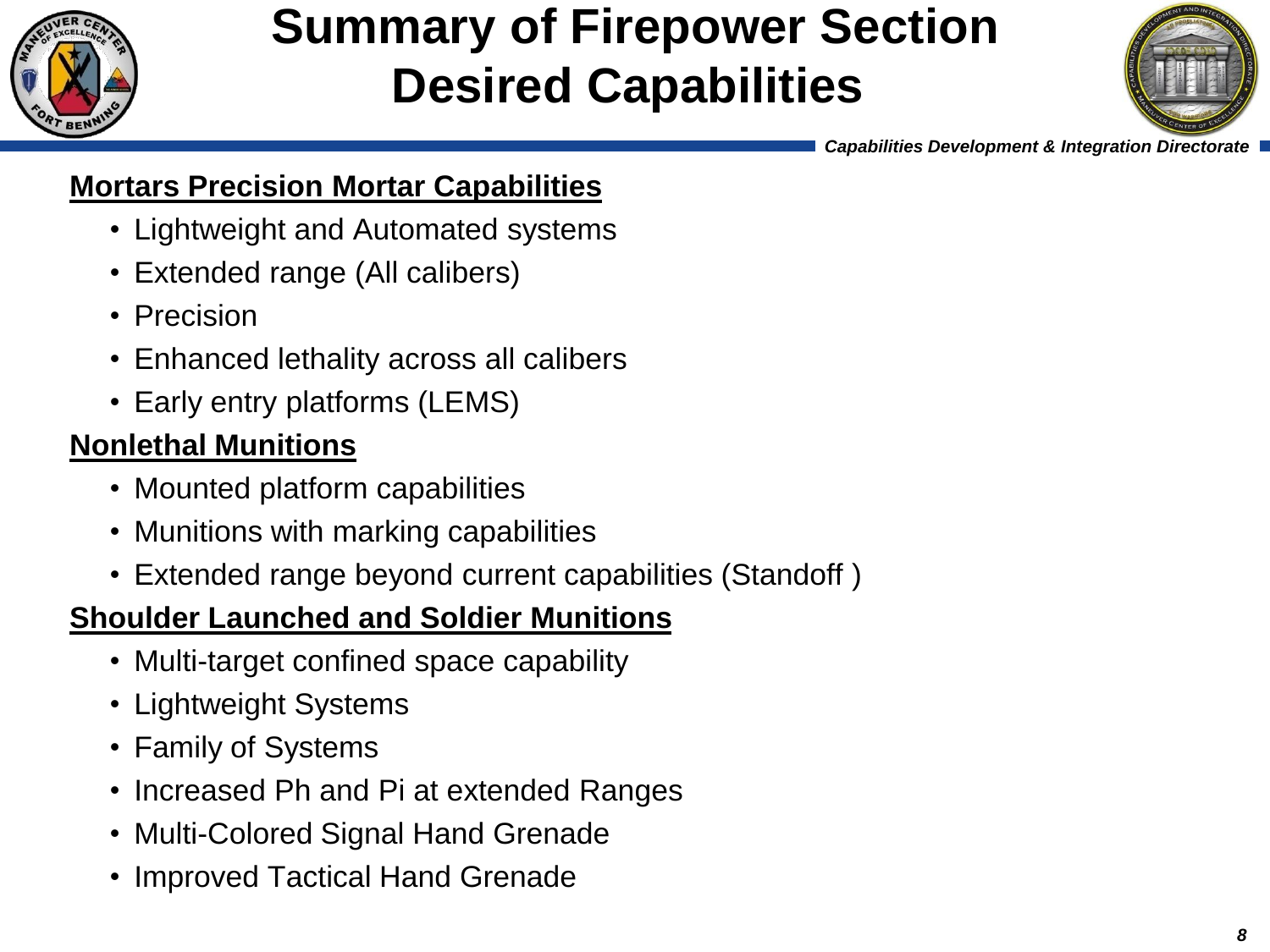# Summary of Firepower Section Desired Capabilities

*Capabilities Development & Integration Directorate*

**Mortars Precision Mortar Capabilities**

- Lightweight and Automated systems
- Extended range (All calibers)
- Precision
- Enhanced lethality across all calibers
- Early entry platforms (LEMS)

**Nonlethal Munitions**

- Mounted platform capabilities
- Munitions with marking capabilities
- Extended range beyond current capabilities (Standoff )

**Shoulder Launched and Soldier Munitions**

- Multi-target confined space capability
- Lightweight Systems
- Family of Systems
- Increased Ph and Pi at extended Ranges
- Multi-Colored Signal Hand Grenade
- Improved Tactical Hand Grenade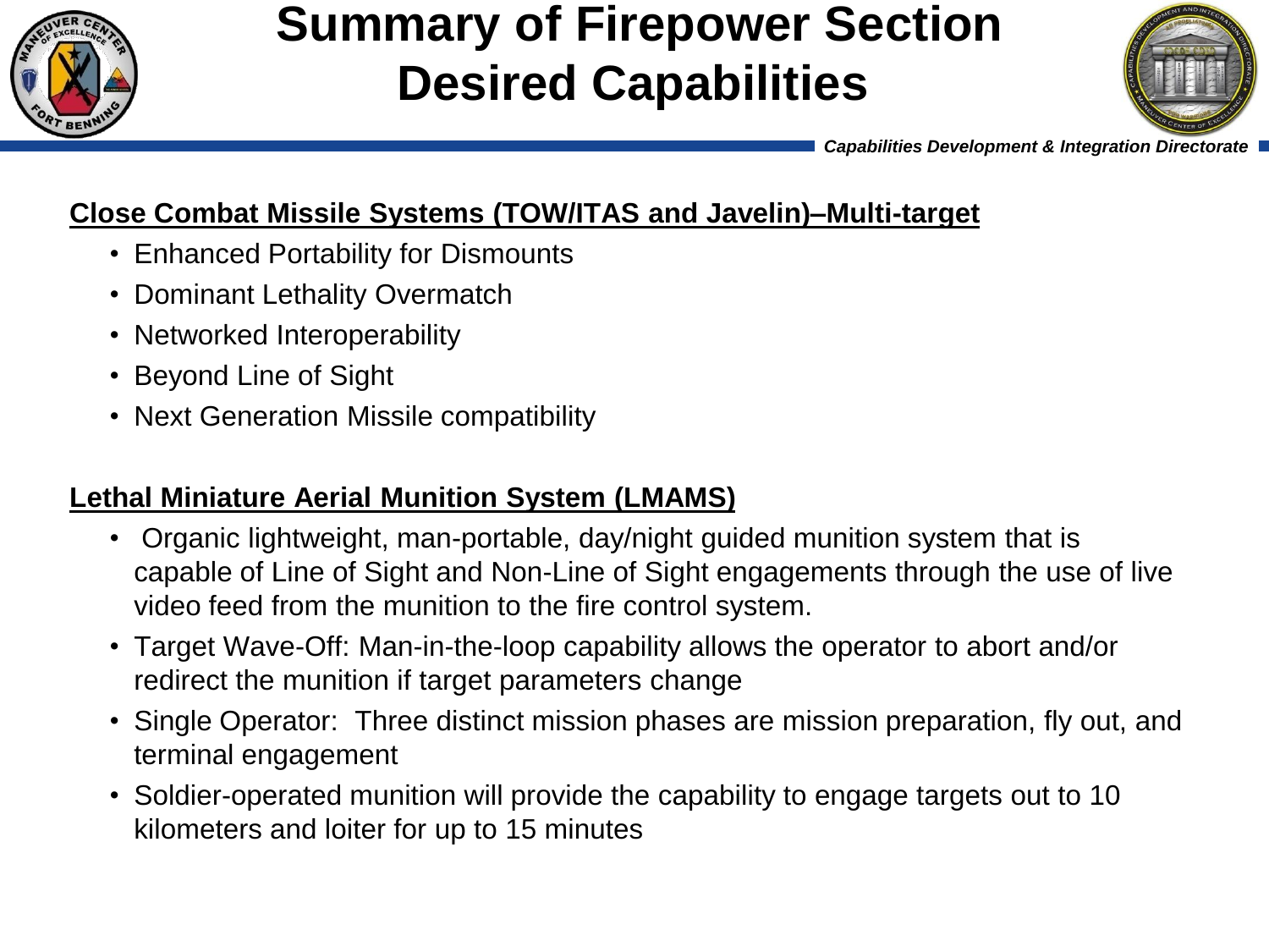# Summary of Firepower Section Desired Capabilities

**Capabilities Development & Integration Directorate**

## Close Combat Missile Systems (TOW/ITAS and Javelin)–Multi-target

- Enhanced Portability for Dismounts
- Dominant Lethality Overmatch
- Networked Interoperability
- Beyond Line of Sight
- Next Generation Missile compatibility

## Lethal Miniature Aerial Munition System (LMAMS)

- Organic lightweight, man-portable, day/night guided munition system that is capable of Line of Sight and Non-Line of Sight engagements through the use of live video feed from the munition to the fire control system.
- Target Wave-Off: Man-in-the-loop capability allows the operator to abort and/or redirect the munition if target parameters change
- Single Operator: Three distinct mission phases are mission preparation, fly out, and terminal engagement
- Soldier-operated munition will provide the capability to engage targets out to 10 kilometers and loiter for up to 15 minutes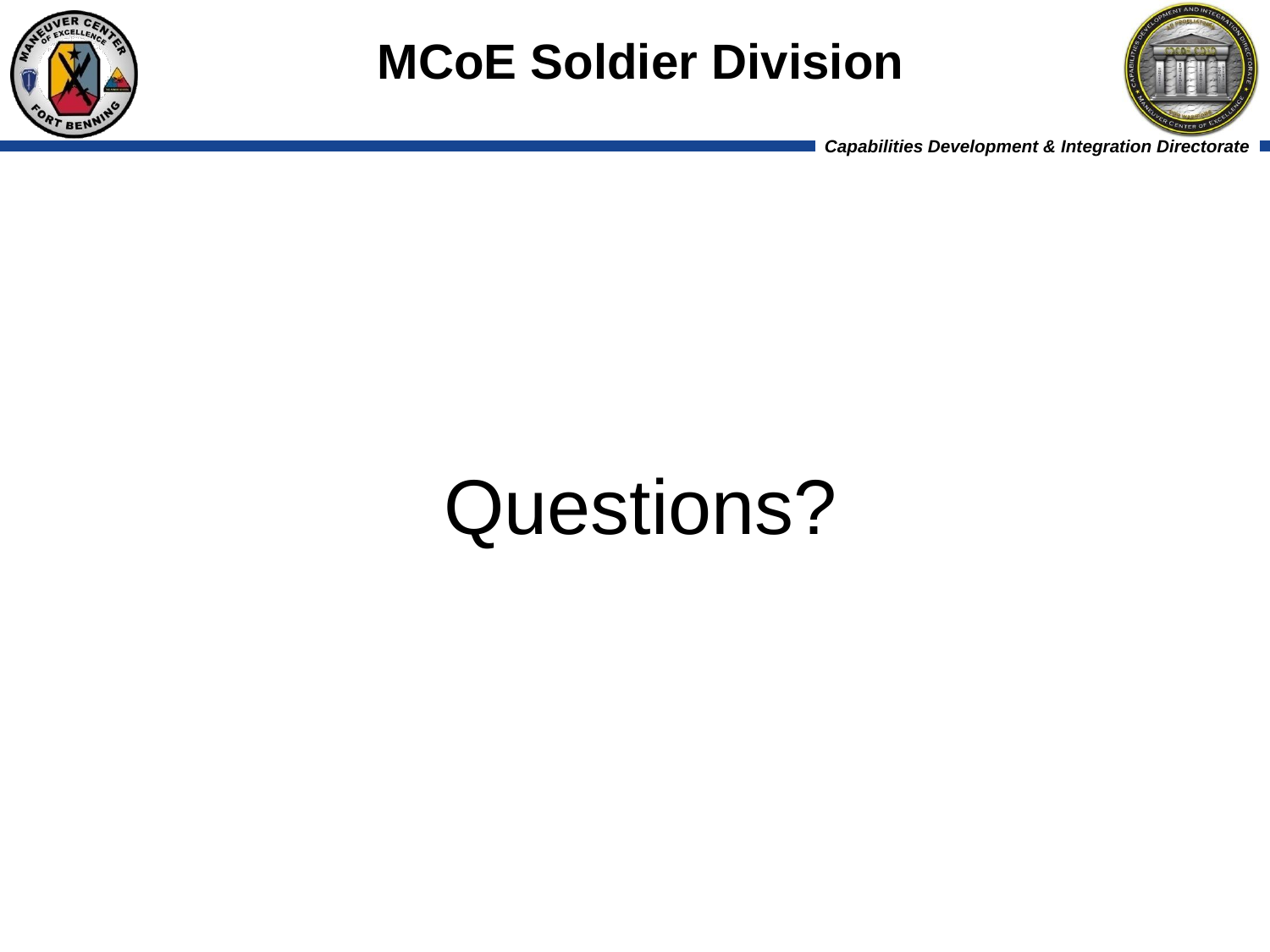# Questions?